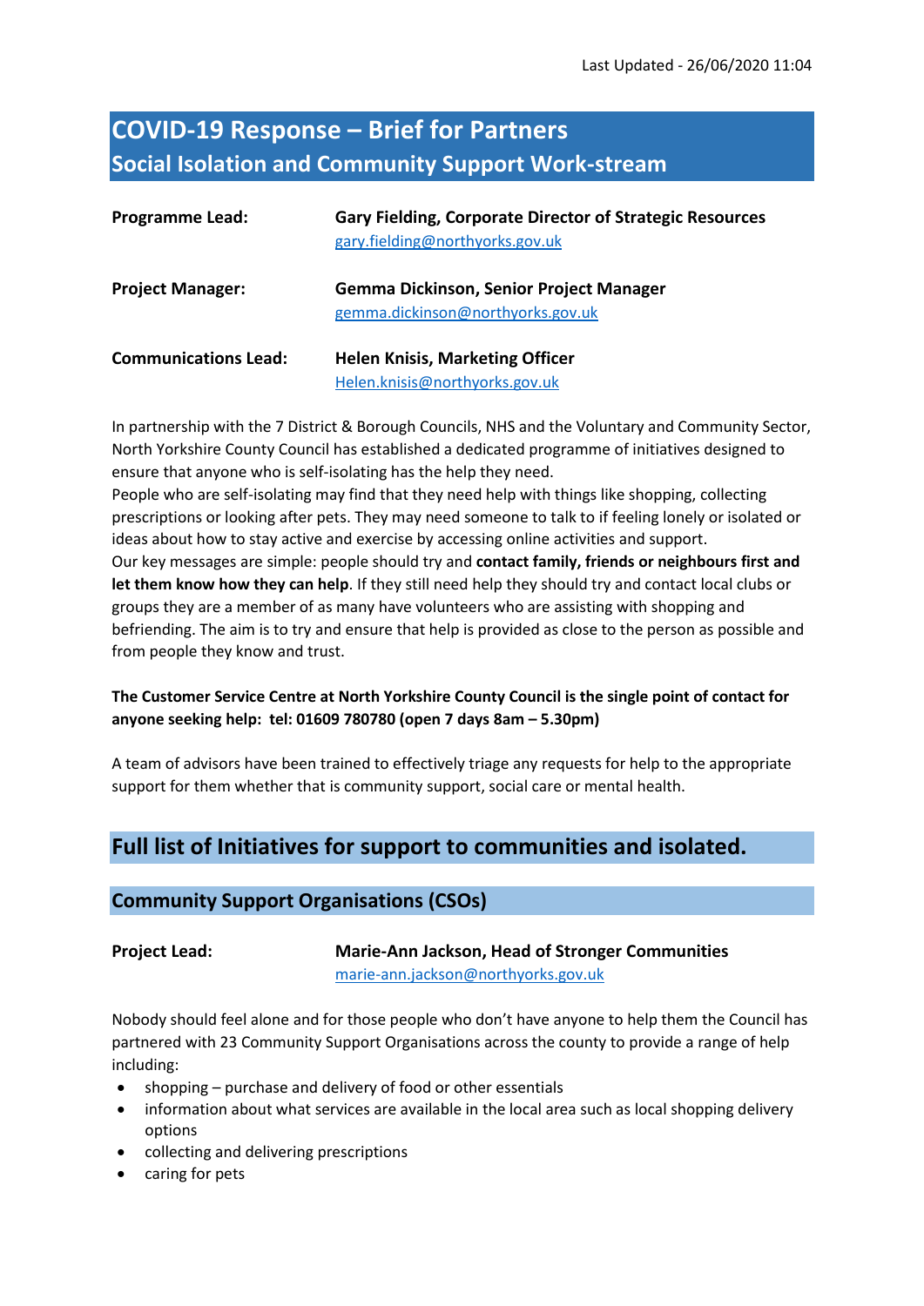Last Updated - 26/06/2020 11:04

# COVID-19 Response – Brief for Partners
## Social Isolation and Community Support Work-stream

| | |
|---|---|
| **Programme Lead:** | **Gary Fielding, Corporate Director of Strategic Resources**<br>gary.fielding@northyorks.gov.uk |
| **Project Manager:** | **Gemma Dickinson, Senior Project Manager**<br>gemma.dickinson@northyorks.gov.uk |
| **Communications Lead:** | **Helen Knisis, Marketing Officer**<br>Helen.knisis@northyorks.gov.uk |

In partnership with the 7 District & Borough Councils, NHS and the Voluntary and Community Sector, North Yorkshire County Council has established a dedicated programme of initiatives designed to ensure that anyone who is self-isolating has the help they need.
People who are self-isolating may find that they need help with things like shopping, collecting prescriptions or looking after pets. They may need someone to talk to if feeling lonely or isolated or ideas about how to stay active and exercise by accessing online activities and support.
Our key messages are simple: people should try and **contact family, friends or neighbours first and let them know how they can help**. If they still need help they should try and contact local clubs or groups they are a member of as many have volunteers who are assisting with shopping and befriending. The aim is to try and ensure that help is provided as close to the person as possible and from people they know and trust.

**The Customer Service Centre at North Yorkshire County Council is the single point of contact for anyone seeking help: tel: 01609 780780 (open 7 days 8am – 5.30pm)**

A team of advisors have been trained to effectively triage any requests for help to the appropriate support for them whether that is community support, social care or mental health.

## Full list of Initiatives for support to communities and isolated.

### Community Support Organisations (CSOs)

| | |
|---|---|
| **Project Lead:** | **Marie-Ann Jackson, Head of Stronger Communities**<br>marie-ann.jackson@northyorks.gov.uk |

Nobody should feel alone and for those people who don't have anyone to help them the Council has partnered with 23 Community Support Organisations across the county to provide a range of help including:

- shopping – purchase and delivery of food or other essentials
- information about what services are available in the local area such as local shopping delivery options
- collecting and delivering prescriptions
- caring for pets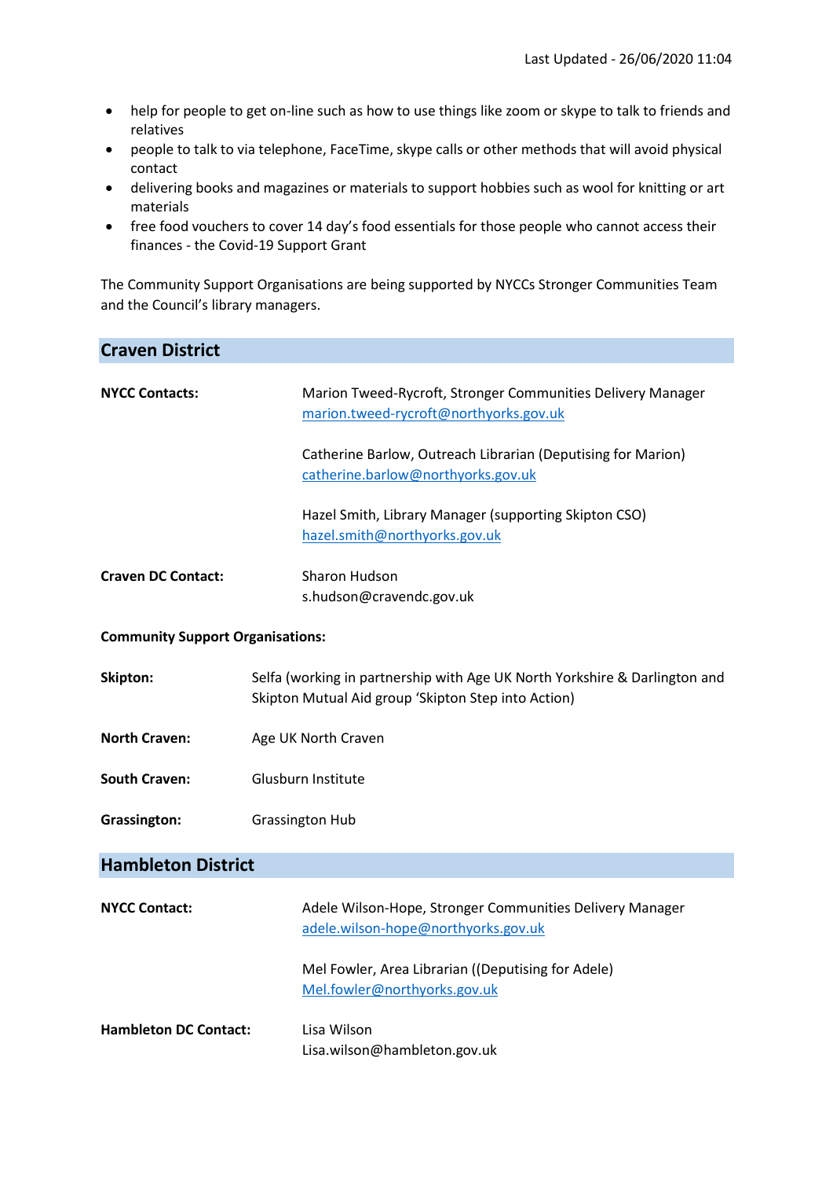- help for people to get on-line such as how to use things like zoom or skype to talk to friends and relatives
- people to talk to via telephone, FaceTime, skype calls or other methods that will avoid physical contact
- delivering books and magazines or materials to support hobbies such as wool for knitting or art materials
- free food vouchers to cover 14 day's food essentials for those people who cannot access their finances - the Covid-19 Support Grant

The Community Support Organisations are being supported by NYCCs Stronger Communities Team and the Council's library managers.

## Craven District

**NYCC Contacts:**

Marion Tweed-Rycroft, Stronger Communities Delivery Manager
marion.tweed-rycroft@northyorks.gov.uk

Catherine Barlow, Outreach Librarian (Deputising for Marion)
catherine.barlow@northyorks.gov.uk

Hazel Smith, Library Manager (supporting Skipton CSO)
hazel.smith@northyorks.gov.uk

**Craven DC Contact:**

Sharon Hudson
s.hudson@cravendc.gov.uk

**Community Support Organisations:**

**Skipton:** Selfa (working in partnership with Age UK North Yorkshire & Darlington and Skipton Mutual Aid group 'Skipton Step into Action)

**North Craven:** Age UK North Craven

**South Craven:** Glusburn Institute

**Grassington:** Grassington Hub

## Hambleton District

**NYCC Contact:**

Adele Wilson-Hope, Stronger Communities Delivery Manager
adele.wilson-hope@northyorks.gov.uk

Mel Fowler, Area Librarian ((Deputising for Adele)
Mel.fowler@northyorks.gov.uk

**Hambleton DC Contact:**

Lisa Wilson
Lisa.wilson@hambleton.gov.uk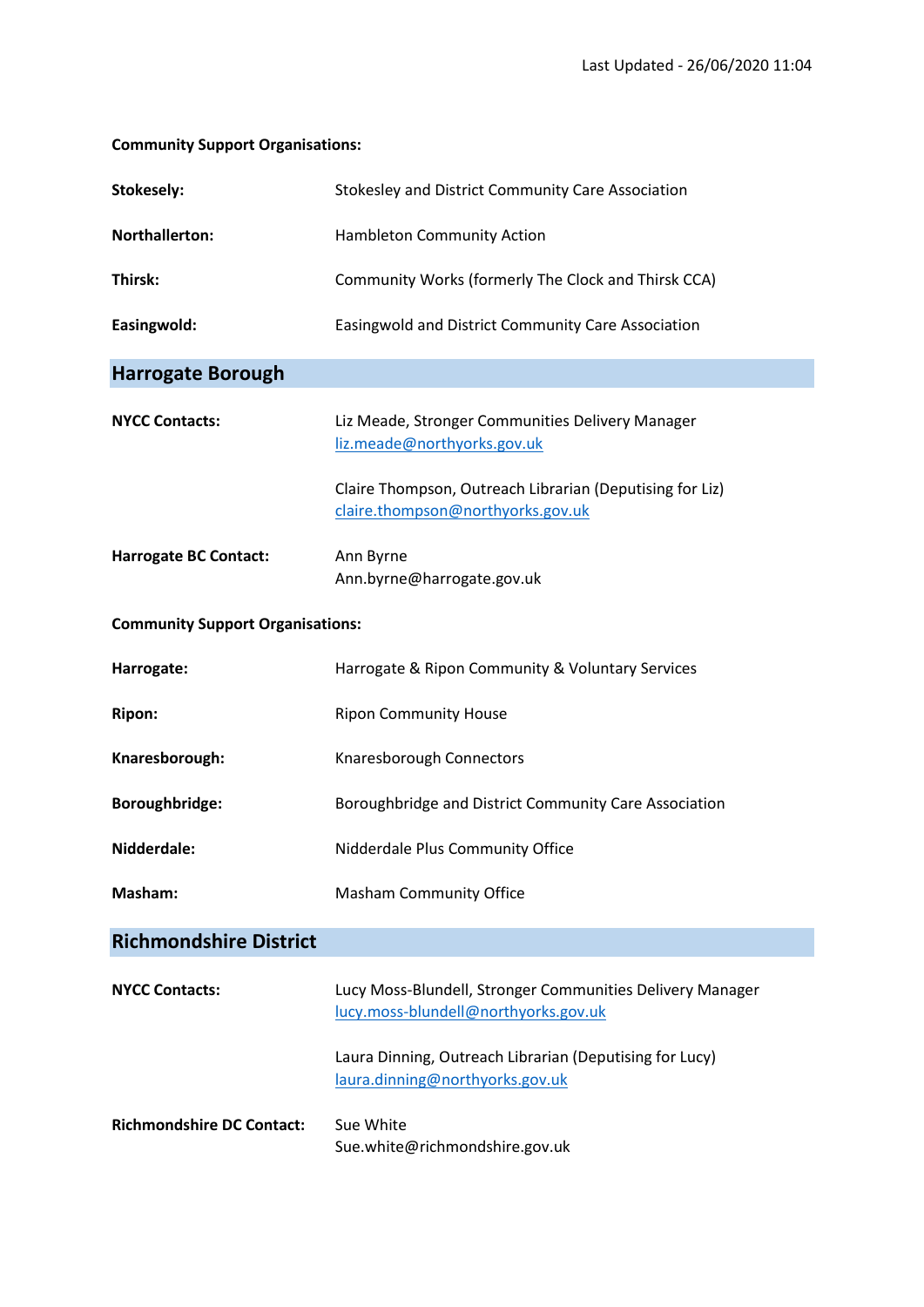**Community Support Organisations:**

| | |
|---|---|
| **Stokesely:** | Stokesley and District Community Care Association |
| **Northallerton:** | Hambleton Community Action |
| **Thirsk:** | Community Works (formerly The Clock and Thirsk CCA) |
| **Easingwold:** | Easingwold and District Community Care Association |

## Harrogate Borough

**NYCC Contacts:**

Liz Meade, Stronger Communities Delivery Manager
liz.meade@northyorks.gov.uk

Claire Thompson, Outreach Librarian (Deputising for Liz)
claire.thompson@northyorks.gov.uk

**Harrogate BC Contact:**

Ann Byrne
Ann.byrne@harrogate.gov.uk

**Community Support Organisations:**

| | |
|---|---|
| **Harrogate:** | Harrogate & Ripon Community & Voluntary Services |
| **Ripon:** | Ripon Community House |
| **Knaresborough:** | Knaresborough Connectors |
| **Boroughbridge:** | Boroughbridge and District Community Care Association |
| **Nidderdale:** | Nidderdale Plus Community Office |
| **Masham:** | Masham Community Office |

## Richmondshire District

**NYCC Contacts:**

Lucy Moss-Blundell, Stronger Communities Delivery Manager
lucy.moss-blundell@northyorks.gov.uk

Laura Dinning, Outreach Librarian (Deputising for Lucy)
laura.dinning@northyorks.gov.uk

**Richmondshire DC Contact:**

Sue White
Sue.white@richmondshire.gov.uk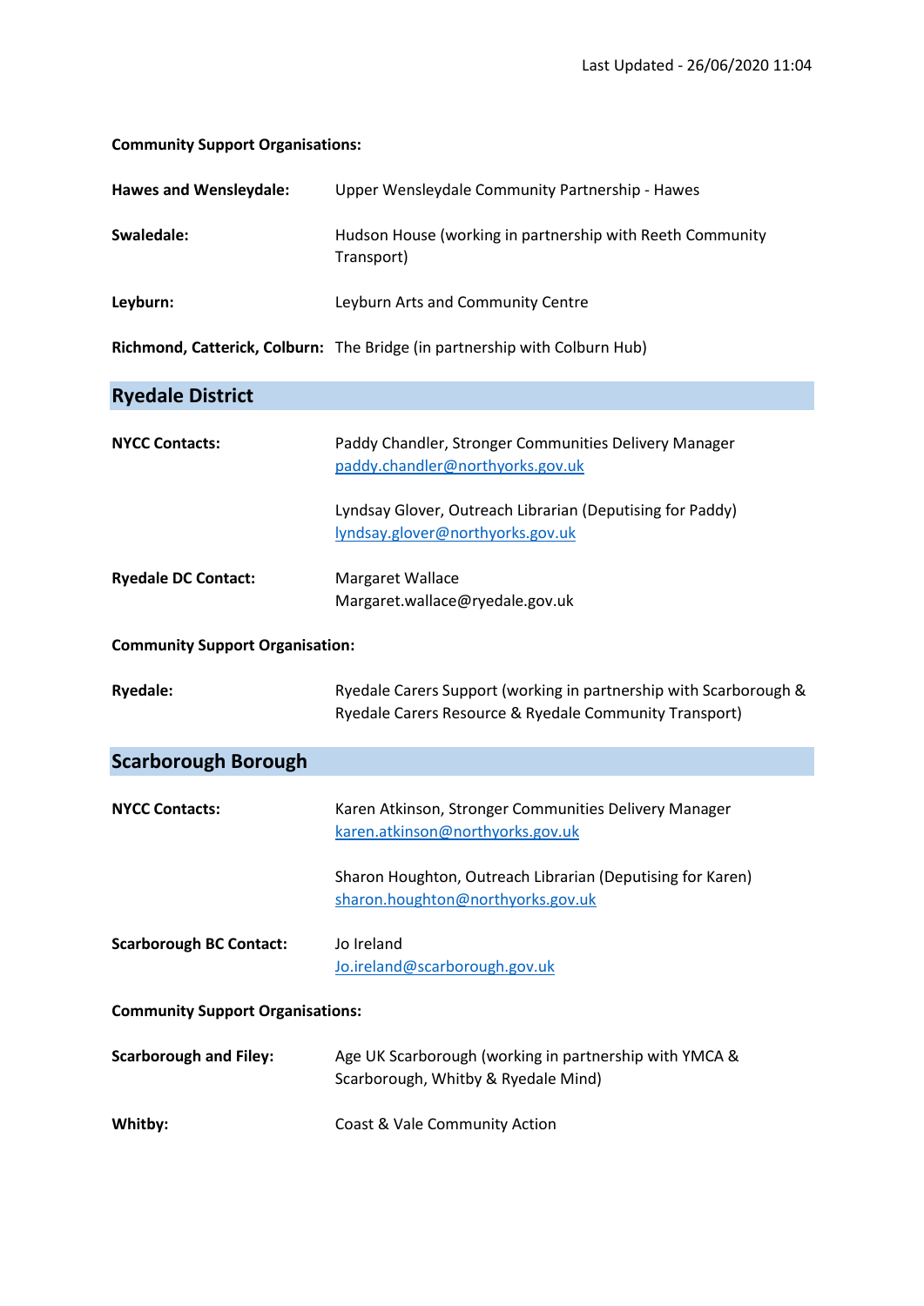**Community Support Organisations:**

| | |
|---|---|
| **Hawes and Wensleydale:** | Upper Wensleydale Community Partnership - Hawes |
| **Swaledale:** | Hudson House (working in partnership with Reeth Community Transport) |
| **Leyburn:** | Leyburn Arts and Community Centre |
| **Richmond, Catterick, Colburn:** | The Bridge (in partnership with Colburn Hub) |

## Ryedale District

| | |
|---|---|
| **NYCC Contacts:** | Paddy Chandler, Stronger Communities Delivery Manager<br>paddy.chandler@northyorks.gov.uk |
| | Lyndsay Glover, Outreach Librarian (Deputising for Paddy)<br>lyndsay.glover@northyorks.gov.uk |
| **Ryedale DC Contact:** | Margaret Wallace<br>Margaret.wallace@ryedale.gov.uk |

**Community Support Organisation:**

| | |
|---|---|
| **Ryedale:** | Ryedale Carers Support (working in partnership with Scarborough & Ryedale Carers Resource & Ryedale Community Transport) |

## Scarborough Borough

| | |
|---|---|
| **NYCC Contacts:** | Karen Atkinson, Stronger Communities Delivery Manager<br>karen.atkinson@northyorks.gov.uk |
| | Sharon Houghton, Outreach Librarian (Deputising for Karen)<br>sharon.houghton@northyorks.gov.uk |
| **Scarborough BC Contact:** | Jo Ireland<br>Jo.ireland@scarborough.gov.uk |

**Community Support Organisations:**

| | |
|---|---|
| **Scarborough and Filey:** | Age UK Scarborough (working in partnership with YMCA & Scarborough, Whitby & Ryedale Mind) |
| **Whitby:** | Coast & Vale Community Action |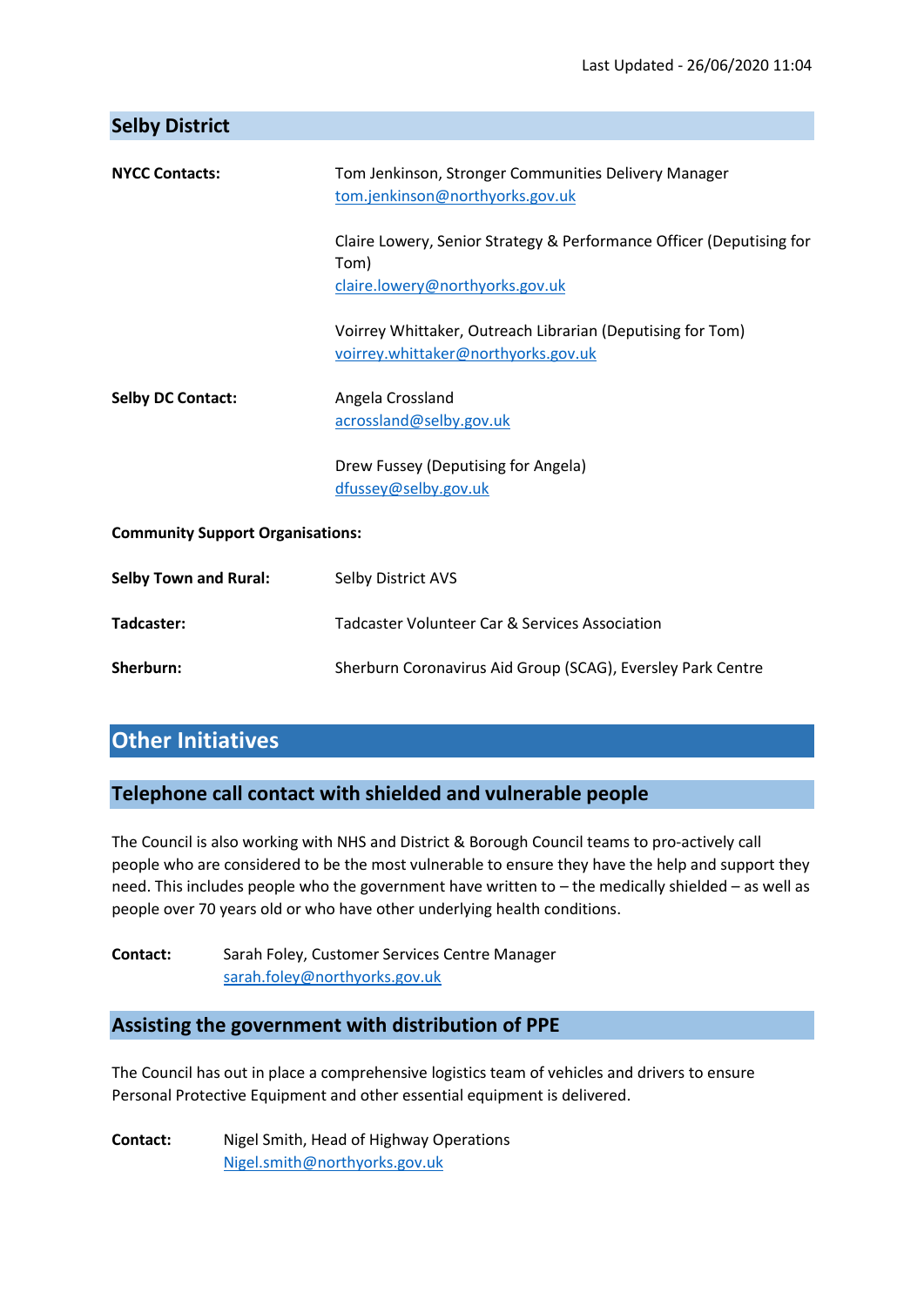Last Updated - 26/06/2020 11:04

## Selby District

**NYCC Contacts:**

Tom Jenkinson, Stronger Communities Delivery Manager
tom.jenkinson@northyorks.gov.uk

Claire Lowery, Senior Strategy & Performance Officer (Deputising for Tom)
claire.lowery@northyorks.gov.uk

Voirrey Whittaker, Outreach Librarian (Deputising for Tom)
voirrey.whittaker@northyorks.gov.uk

**Selby DC Contact:**

Angela Crossland
acrossland@selby.gov.uk

Drew Fussey (Deputising for Angela)
dfussey@selby.gov.uk

**Community Support Organisations:**

**Selby Town and Rural:** Selby District AVS

**Tadcaster:** Tadcaster Volunteer Car & Services Association

**Sherburn:** Sherburn Coronavirus Aid Group (SCAG), Eversley Park Centre

# Other Initiatives

## Telephone call contact with shielded and vulnerable people

The Council is also working with NHS and District & Borough Council teams to pro-actively call people who are considered to be the most vulnerable to ensure they have the help and support they need. This includes people who the government have written to – the medically shielded – as well as people over 70 years old or who have other underlying health conditions.

**Contact:** Sarah Foley, Customer Services Centre Manager
sarah.foley@northyorks.gov.uk

## Assisting the government with distribution of PPE

The Council has out in place a comprehensive logistics team of vehicles and drivers to ensure Personal Protective Equipment and other essential equipment is delivered.

**Contact:** Nigel Smith, Head of Highway Operations
Nigel.smith@northyorks.gov.uk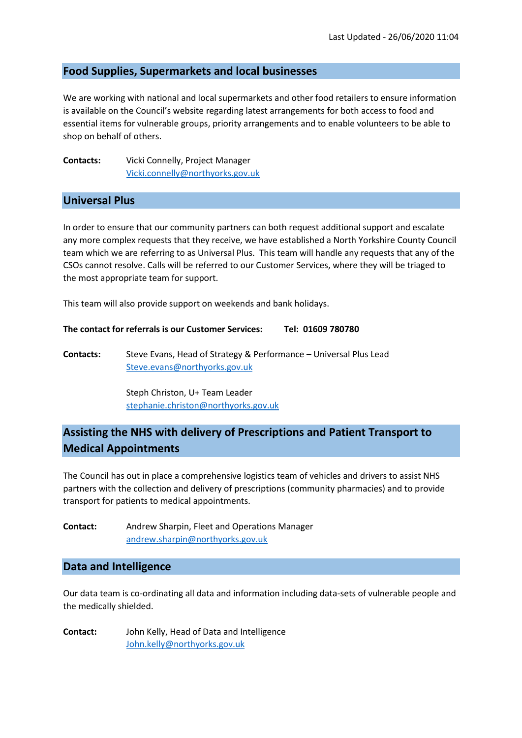Last Updated - 26/06/2020 11:04

## Food Supplies, Supermarkets and local businesses

We are working with national and local supermarkets and other food retailers to ensure information is available on the Council's website regarding latest arrangements for both access to food and essential items for vulnerable groups, priority arrangements and to enable volunteers to be able to shop on behalf of others.

**Contacts:** Vicki Connelly, Project Manager
Vicki.connelly@northyorks.gov.uk

## Universal Plus

In order to ensure that our community partners can both request additional support and escalate any more complex requests that they receive, we have established a North Yorkshire County Council team which we are referring to as Universal Plus. This team will handle any requests that any of the CSOs cannot resolve. Calls will be referred to our Customer Services, where they will be triaged to the most appropriate team for support.

This team will also provide support on weekends and bank holidays.

**The contact for referrals is our Customer Services: Tel: 01609 780780**

**Contacts:** Steve Evans, Head of Strategy & Performance – Universal Plus Lead
Steve.evans@northyorks.gov.uk

Steph Christon, U+ Team Leader
stephanie.christon@northyorks.gov.uk

## Assisting the NHS with delivery of Prescriptions and Patient Transport to Medical Appointments

The Council has out in place a comprehensive logistics team of vehicles and drivers to assist NHS partners with the collection and delivery of prescriptions (community pharmacies) and to provide transport for patients to medical appointments.

**Contact:** Andrew Sharpin, Fleet and Operations Manager
andrew.sharpin@northyorks.gov.uk

## Data and Intelligence

Our data team is co-ordinating all data and information including data-sets of vulnerable people and the medically shielded.

**Contact:** John Kelly, Head of Data and Intelligence
John.kelly@northyorks.gov.uk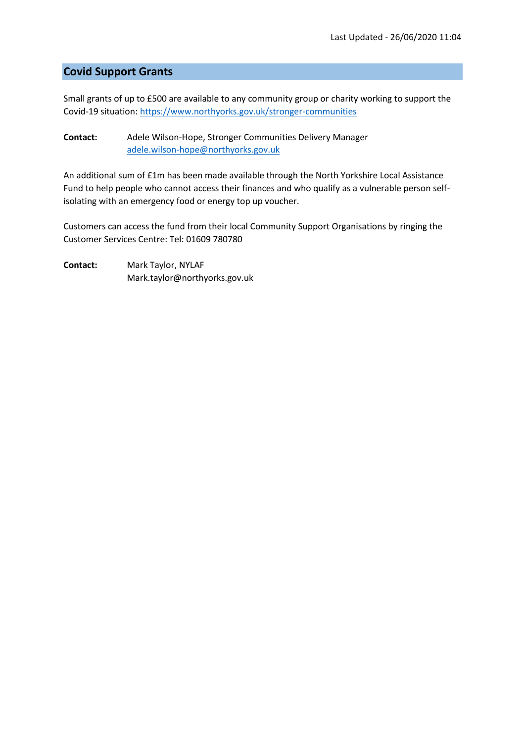## Covid Support Grants

Small grants of up to £500 are available to any community group or charity working to support the Covid-19 situation: https://www.northyorks.gov.uk/stronger-communities

**Contact:** Adele Wilson-Hope, Stronger Communities Delivery Manager
adele.wilson-hope@northyorks.gov.uk

An additional sum of £1m has been made available through the North Yorkshire Local Assistance Fund to help people who cannot access their finances and who qualify as a vulnerable person self-isolating with an emergency food or energy top up voucher.

Customers can access the fund from their local Community Support Organisations by ringing the Customer Services Centre: Tel: 01609 780780

**Contact:** Mark Taylor, NYLAF
Mark.taylor@northyorks.gov.uk